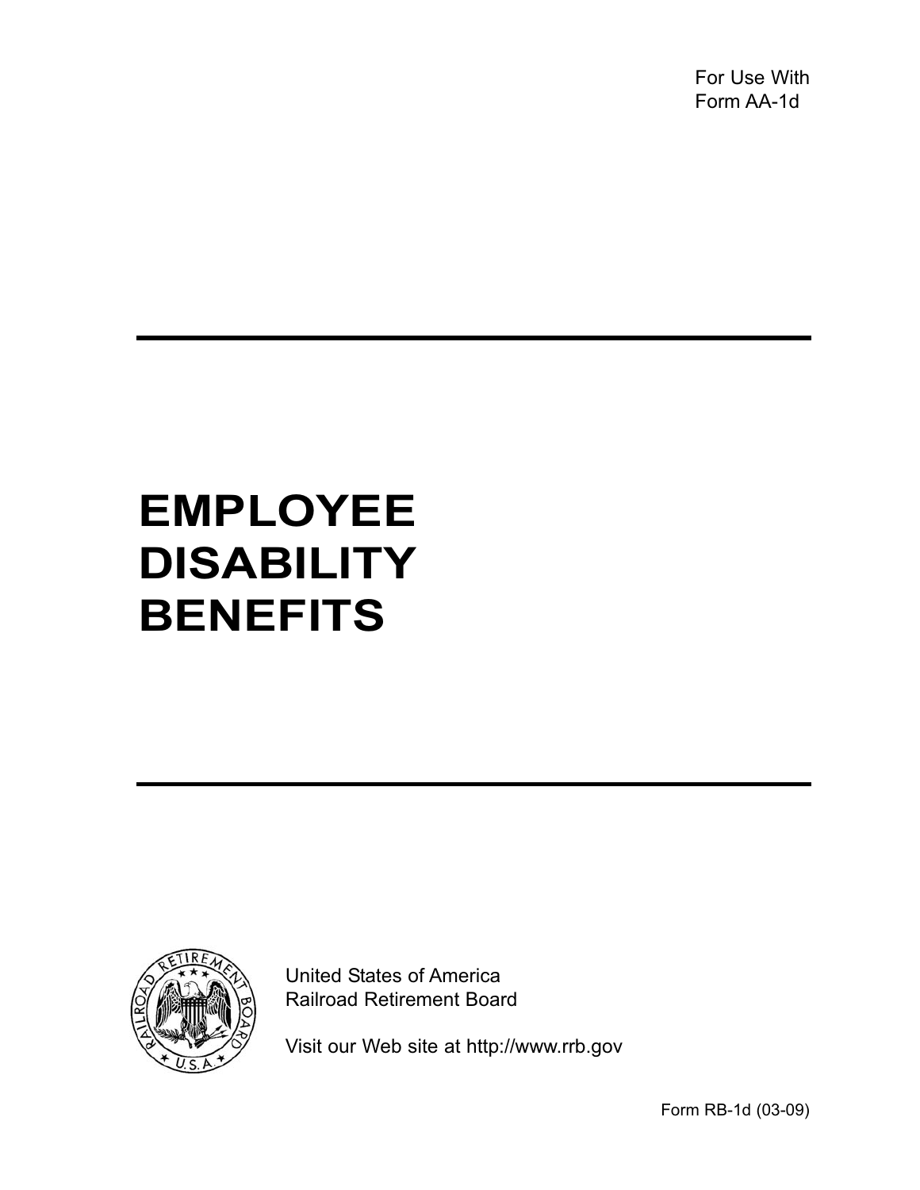For Use With
Form AA-1d

# EMPLOYEE DISABILITY BENEFITS

United States of America
Railroad Retirement Board

Visit our Web site at http://www.rrb.gov

Form RB-1d (03-09)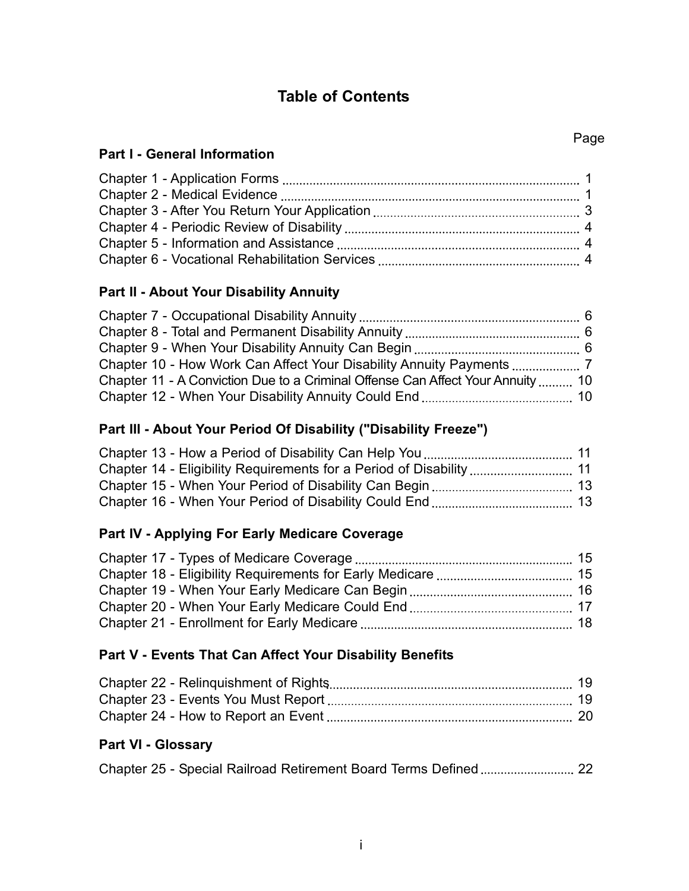# Table of Contents

| | Page |
|---|---|
| **Part I - General Information** | |
| Chapter 1 - Application Forms | 1 |
| Chapter 2 - Medical Evidence | 1 |
| Chapter 3 - After You Return Your Application | 3 |
| Chapter 4 - Periodic Review of Disability | 4 |
| Chapter 5 - Information and Assistance | 4 |
| Chapter 6 - Vocational Rehabilitation Services | 4 |
| **Part II - About Your Disability Annuity** | |
| Chapter 7 - Occupational Disability Annuity | 6 |
| Chapter 8 - Total and Permanent Disability Annuity | 6 |
| Chapter 9 - When Your Disability Annuity Can Begin | 6 |
| Chapter 10 - How Work Can Affect Your Disability Annuity Payments | 7 |
| Chapter 11 - A Conviction Due to a Criminal Offense Can Affect Your Annuity | 10 |
| Chapter 12 - When Your Disability Annuity Could End | 10 |
| **Part III - About Your Period Of Disability ("Disability Freeze")** | |
| Chapter 13 - How a Period of Disability Can Help You | 11 |
| Chapter 14 - Eligibility Requirements for a Period of Disability | 11 |
| Chapter 15 - When Your Period of Disability Can Begin | 13 |
| Chapter 16 - When Your Period of Disability Could End | 13 |
| **Part IV - Applying For Early Medicare Coverage** | |
| Chapter 17 - Types of Medicare Coverage | 15 |
| Chapter 18 - Eligibility Requirements for Early Medicare | 15 |
| Chapter 19 - When Your Early Medicare Can Begin | 16 |
| Chapter 20 - When Your Early Medicare Could End | 17 |
| Chapter 21 - Enrollment for Early Medicare | 18 |
| **Part V - Events That Can Affect Your Disability Benefits** | |
| Chapter 22 - Relinquishment of Rights | 19 |
| Chapter 23 - Events You Must Report | 19 |
| Chapter 24 - How to Report an Event | 20 |
| **Part VI - Glossary** | |
| Chapter 25 - Special Railroad Retirement Board Terms Defined | 22 |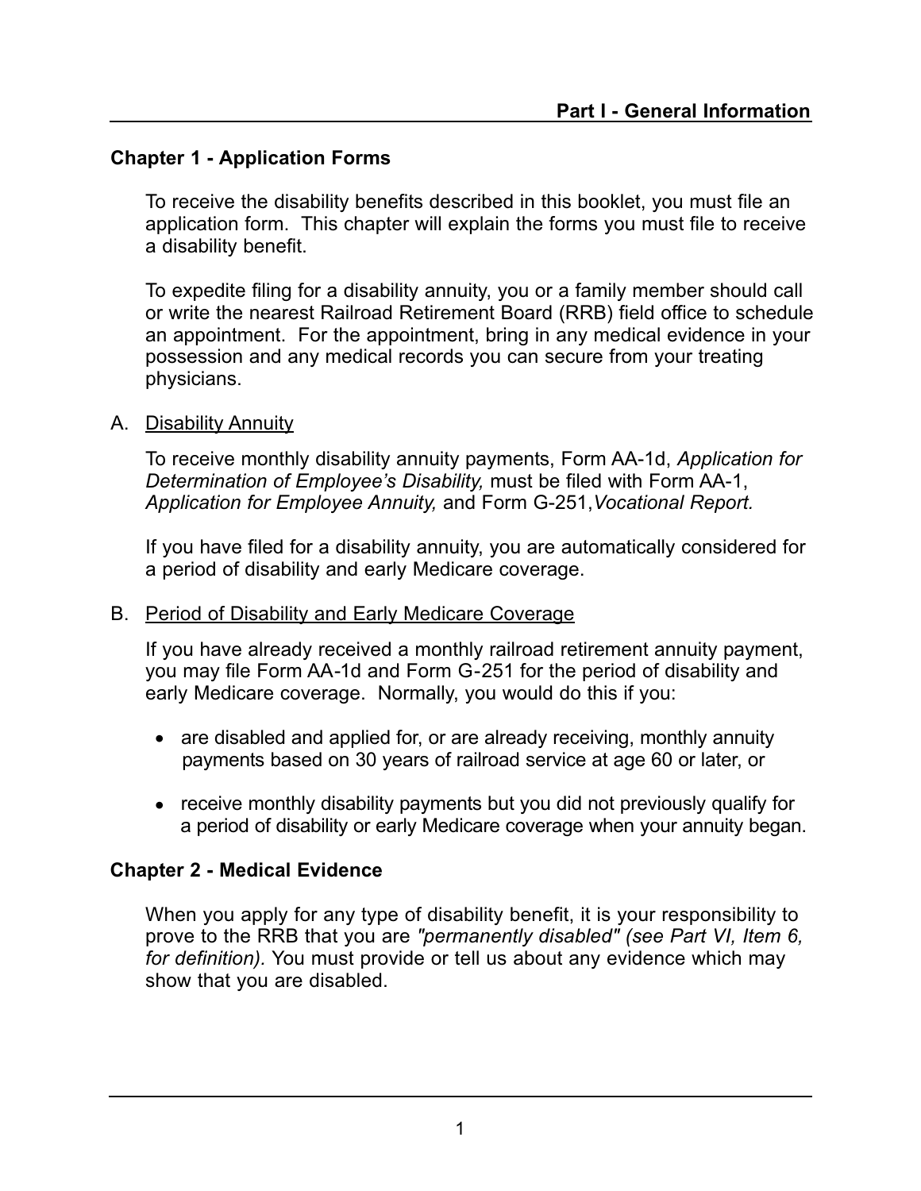# Part I - General Information

## Chapter 1 - Application Forms

To receive the disability benefits described in this booklet, you must file an application form. This chapter will explain the forms you must file to receive a disability benefit.

To expedite filing for a disability annuity, you or a family member should call or write the nearest Railroad Retirement Board (RRB) field office to schedule an appointment. For the appointment, bring in any medical evidence in your possession and any medical records you can secure from your treating physicians.

A. <u>Disability Annuity</u>

To receive monthly disability annuity payments, Form AA-1d, *Application for Determination of Employee's Disability,* must be filed with Form AA-1, *Application for Employee Annuity,* and Form G-251, *Vocational Report.*

If you have filed for a disability annuity, you are automatically considered for a period of disability and early Medicare coverage.

B. <u>Period of Disability and Early Medicare Coverage</u>

If you have already received a monthly railroad retirement annuity payment, you may file Form AA-1d and Form G-251 for the period of disability and early Medicare coverage. Normally, you would do this if you:

- are disabled and applied for, or are already receiving, monthly annuity payments based on 30 years of railroad service at age 60 or later, or
- receive monthly disability payments but you did not previously qualify for a period of disability or early Medicare coverage when your annuity began.

## Chapter 2 - Medical Evidence

When you apply for any type of disability benefit, it is your responsibility to prove to the RRB that you are *"permanently disabled" (see Part VI, Item 6, for definition).* You must provide or tell us about any evidence which may show that you are disabled.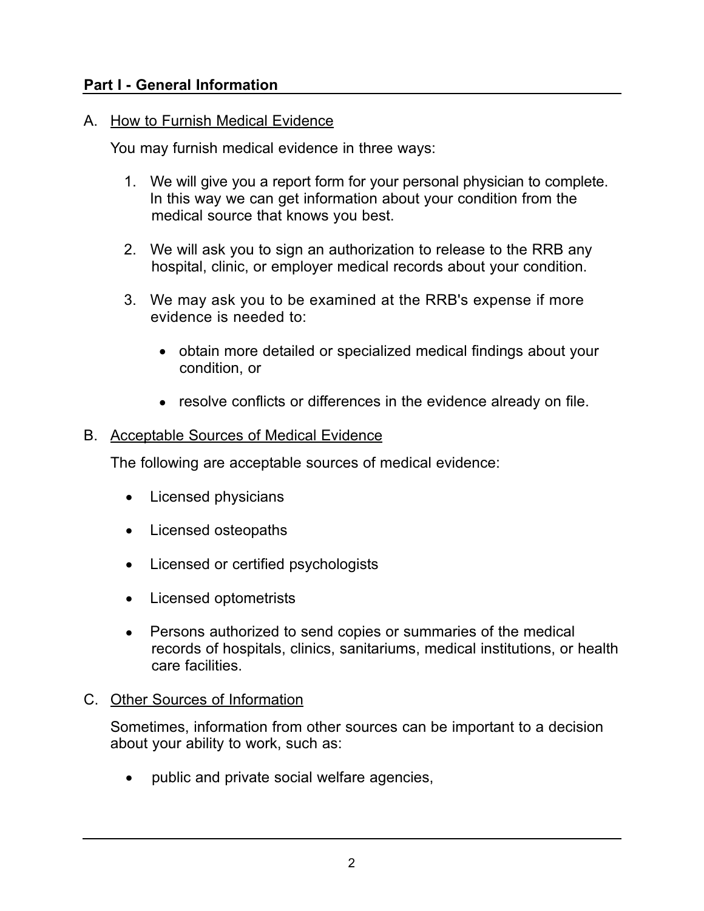## Part I - General Information

A. How to Furnish Medical Evidence

You may furnish medical evidence in three ways:

1. We will give you a report form for your personal physician to complete. In this way we can get information about your condition from the medical source that knows you best.

2. We will ask you to sign an authorization to release to the RRB any hospital, clinic, or employer medical records about your condition.

3. We may ask you to be examined at the RRB's expense if more evidence is needed to:

   - obtain more detailed or specialized medical findings about your condition, or

   - resolve conflicts or differences in the evidence already on file.

B. Acceptable Sources of Medical Evidence

The following are acceptable sources of medical evidence:

- Licensed physicians

- Licensed osteopaths

- Licensed or certified psychologists

- Licensed optometrists

- Persons authorized to send copies or summaries of the medical records of hospitals, clinics, sanitariums, medical institutions, or health care facilities.

C. Other Sources of Information

Sometimes, information from other sources can be important to a decision about your ability to work, such as:

- public and private social welfare agencies,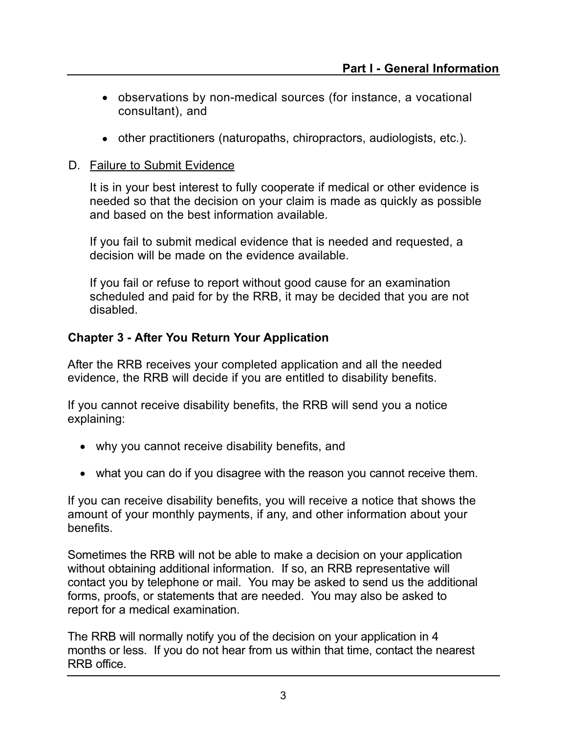- observations by non-medical sources (for instance, a vocational consultant), and
- other practitioners (naturopaths, chiropractors, audiologists, etc.).

D. Failure to Submit Evidence

It is in your best interest to fully cooperate if medical or other evidence is needed so that the decision on your claim is made as quickly as possible and based on the best information available.

If you fail to submit medical evidence that is needed and requested, a decision will be made on the evidence available.

If you fail or refuse to report without good cause for an examination scheduled and paid for by the RRB, it may be decided that you are not disabled.

## Chapter 3 - After You Return Your Application

After the RRB receives your completed application and all the needed evidence, the RRB will decide if you are entitled to disability benefits.

If you cannot receive disability benefits, the RRB will send you a notice explaining:

- why you cannot receive disability benefits, and
- what you can do if you disagree with the reason you cannot receive them.

If you can receive disability benefits, you will receive a notice that shows the amount of your monthly payments, if any, and other information about your benefits.

Sometimes the RRB will not be able to make a decision on your application without obtaining additional information. If so, an RRB representative will contact you by telephone or mail. You may be asked to send us the additional forms, proofs, or statements that are needed. You may also be asked to report for a medical examination.

The RRB will normally notify you of the decision on your application in 4 months or less. If you do not hear from us within that time, contact the nearest RRB office.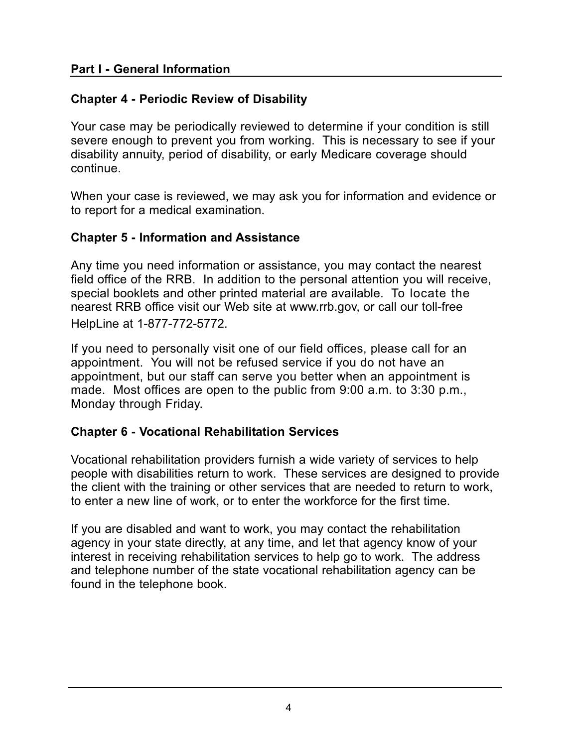## Part I - General Information

### Chapter 4 - Periodic Review of Disability

Your case may be periodically reviewed to determine if your condition is still severe enough to prevent you from working. This is necessary to see if your disability annuity, period of disability, or early Medicare coverage should continue.

When your case is reviewed, we may ask you for information and evidence or to report for a medical examination.

### Chapter 5 - Information and Assistance

Any time you need information or assistance, you may contact the nearest field office of the RRB. In addition to the personal attention you will receive, special booklets and other printed material are available. To locate the nearest RRB office visit our Web site at www.rrb.gov, or call our toll-free HelpLine at 1-877-772-5772.

If you need to personally visit one of our field offices, please call for an appointment. You will not be refused service if you do not have an appointment, but our staff can serve you better when an appointment is made. Most offices are open to the public from 9:00 a.m. to 3:30 p.m., Monday through Friday.

### Chapter 6 - Vocational Rehabilitation Services

Vocational rehabilitation providers furnish a wide variety of services to help people with disabilities return to work. These services are designed to provide the client with the training or other services that are needed to return to work, to enter a new line of work, or to enter the workforce for the first time.

If you are disabled and want to work, you may contact the rehabilitation agency in your state directly, at any time, and let that agency know of your interest in receiving rehabilitation services to help go to work. The address and telephone number of the state vocational rehabilitation agency can be found in the telephone book.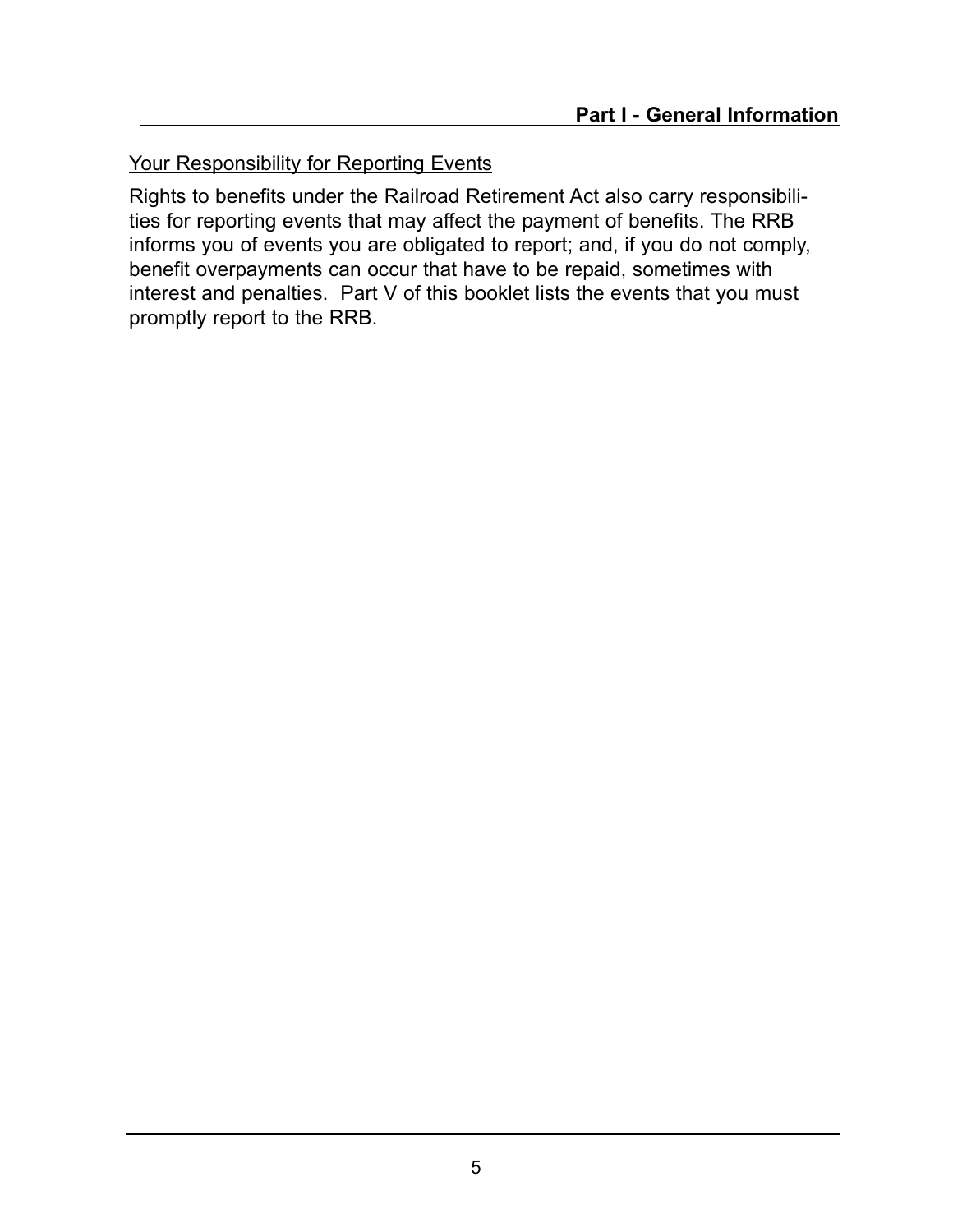## Your Responsibility for Reporting Events

Rights to benefits under the Railroad Retirement Act also carry responsibilities for reporting events that may affect the payment of benefits. The RRB informs you of events you are obligated to report; and, if you do not comply, benefit overpayments can occur that have to be repaid, sometimes with interest and penalties. Part V of this booklet lists the events that you must promptly report to the RRB.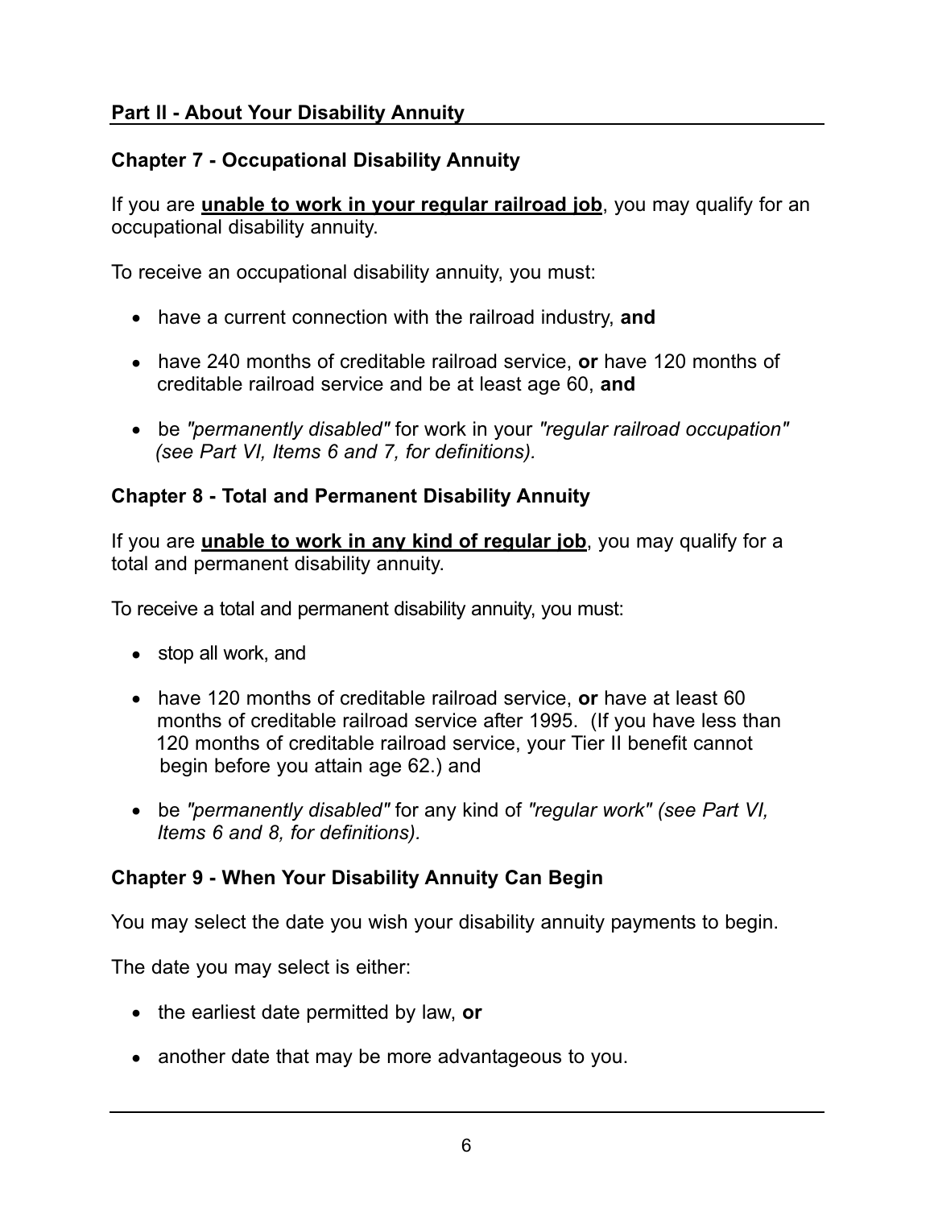## Part II - About Your Disability Annuity

### Chapter 7 - Occupational Disability Annuity

If you are **unable to work in your regular railroad job**, you may qualify for an occupational disability annuity.

To receive an occupational disability annuity, you must:

- have a current connection with the railroad industry, **and**
- have 240 months of creditable railroad service, **or** have 120 months of creditable railroad service and be at least age 60, **and**
- be *"permanently disabled"* for work in your *"regular railroad occupation" (see Part VI, Items 6 and 7, for definitions).*

### Chapter 8 - Total and Permanent Disability Annuity

If you are **unable to work in any kind of regular job**, you may qualify for a total and permanent disability annuity.

To receive a total and permanent disability annuity, you must:

- stop all work, and
- have 120 months of creditable railroad service, **or** have at least 60 months of creditable railroad service after 1995. (If you have less than 120 months of creditable railroad service, your Tier II benefit cannot begin before you attain age 62.) and
- be *"permanently disabled"* for any kind of *"regular work" (see Part VI, Items 6 and 8, for definitions).*

### Chapter 9 - When Your Disability Annuity Can Begin

You may select the date you wish your disability annuity payments to begin.

The date you may select is either:

- the earliest date permitted by law, **or**
- another date that may be more advantageous to you.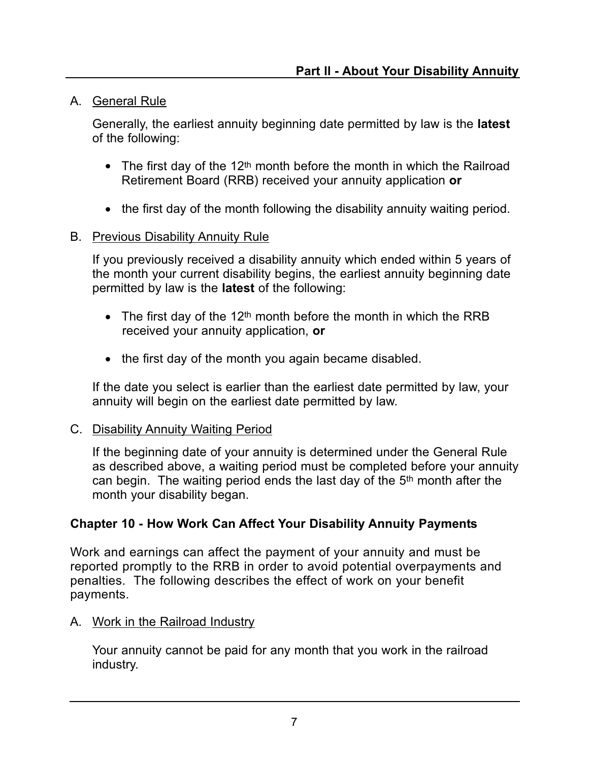A. General Rule

Generally, the earliest annuity beginning date permitted by law is the **latest** of the following:

- The first day of the 12th month before the month in which the Railroad Retirement Board (RRB) received your annuity application **or**
- the first day of the month following the disability annuity waiting period.

B. Previous Disability Annuity Rule

If you previously received a disability annuity which ended within 5 years of the month your current disability begins, the earliest annuity beginning date permitted by law is the **latest** of the following:

- The first day of the 12th month before the month in which the RRB received your annuity application, **or**
- the first day of the month you again became disabled.

If the date you select is earlier than the earliest date permitted by law, your annuity will begin on the earliest date permitted by law.

C. Disability Annuity Waiting Period

If the beginning date of your annuity is determined under the General Rule as described above, a waiting period must be completed before your annuity can begin. The waiting period ends the last day of the 5th month after the month your disability began.

## Chapter 10 - How Work Can Affect Your Disability Annuity Payments

Work and earnings can affect the payment of your annuity and must be reported promptly to the RRB in order to avoid potential overpayments and penalties. The following describes the effect of work on your benefit payments.

A. Work in the Railroad Industry

Your annuity cannot be paid for any month that you work in the railroad industry.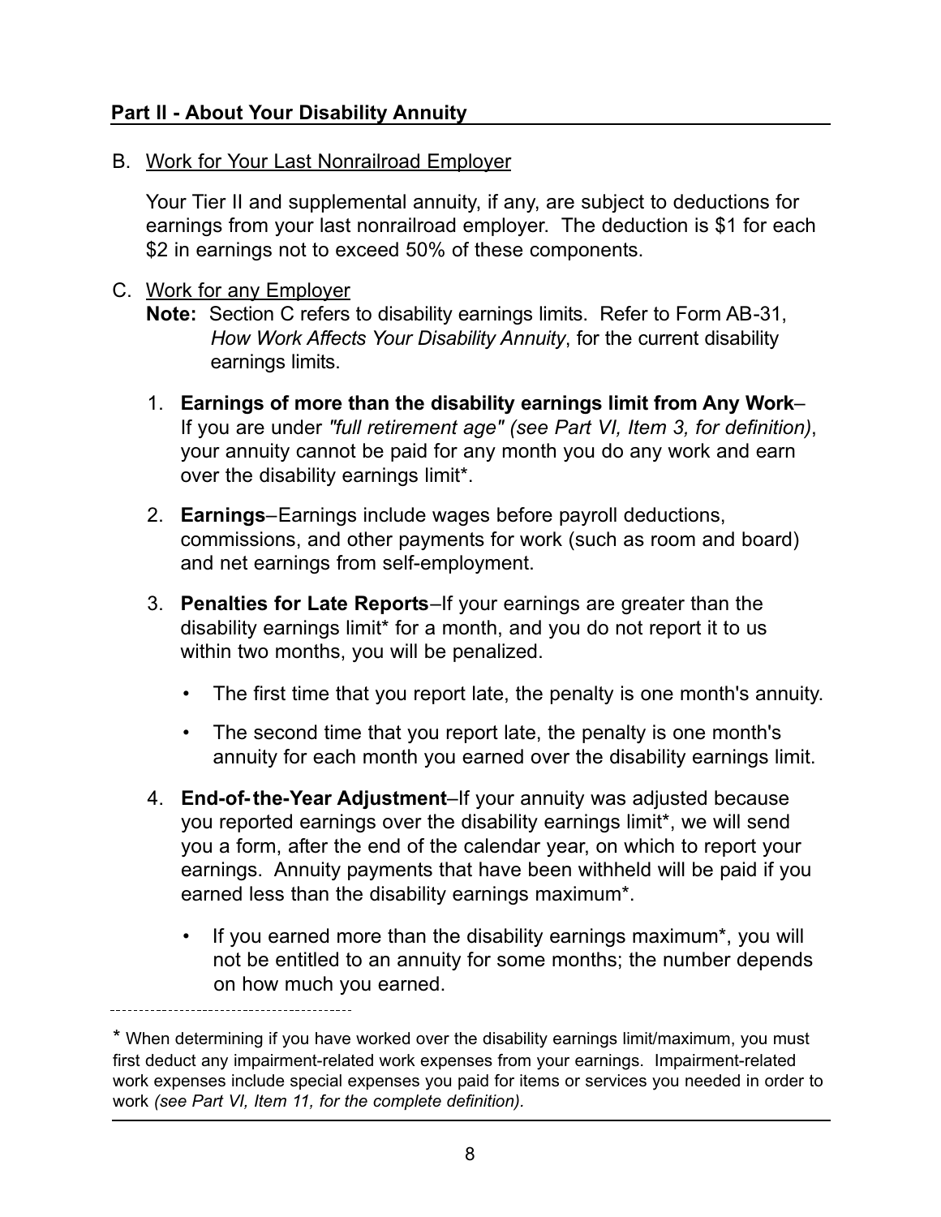## Part II - About Your Disability Annuity

B. Work for Your Last Nonrailroad Employer

Your Tier II and supplemental annuity, if any, are subject to deductions for earnings from your last nonrailroad employer. The deduction is $1 for each $2 in earnings not to exceed 50% of these components.

C. Work for any Employer

**Note:** Section C refers to disability earnings limits. Refer to Form AB-31, *How Work Affects Your Disability Annuity*, for the current disability earnings limits.

1. **Earnings of more than the disability earnings limit from Any Work**– If you are under *"full retirement age" (see Part VI, Item 3, for definition)*, your annuity cannot be paid for any month you do any work and earn over the disability earnings limit*.

2. **Earnings**–Earnings include wages before payroll deductions, commissions, and other payments for work (such as room and board) and net earnings from self-employment.

3. **Penalties for Late Reports**–If your earnings are greater than the disability earnings limit* for a month, and you do not report it to us within two months, you will be penalized.
   - The first time that you report late, the penalty is one month's annuity.
   - The second time that you report late, the penalty is one month's annuity for each month you earned over the disability earnings limit.

4. **End-of-the-Year Adjustment**–If your annuity was adjusted because you reported earnings over the disability earnings limit*, we will send you a form, after the end of the calendar year, on which to report your earnings. Annuity payments that have been withheld will be paid if you earned less than the disability earnings maximum*.
   - If you earned more than the disability earnings maximum*, you will not be entitled to an annuity for some months; the number depends on how much you earned.

---

\* When determining if you have worked over the disability earnings limit/maximum, you must first deduct any impairment-related work expenses from your earnings. Impairment-related work expenses include special expenses you paid for items or services you needed in order to work *(see Part VI, Item 11, for the complete definition).*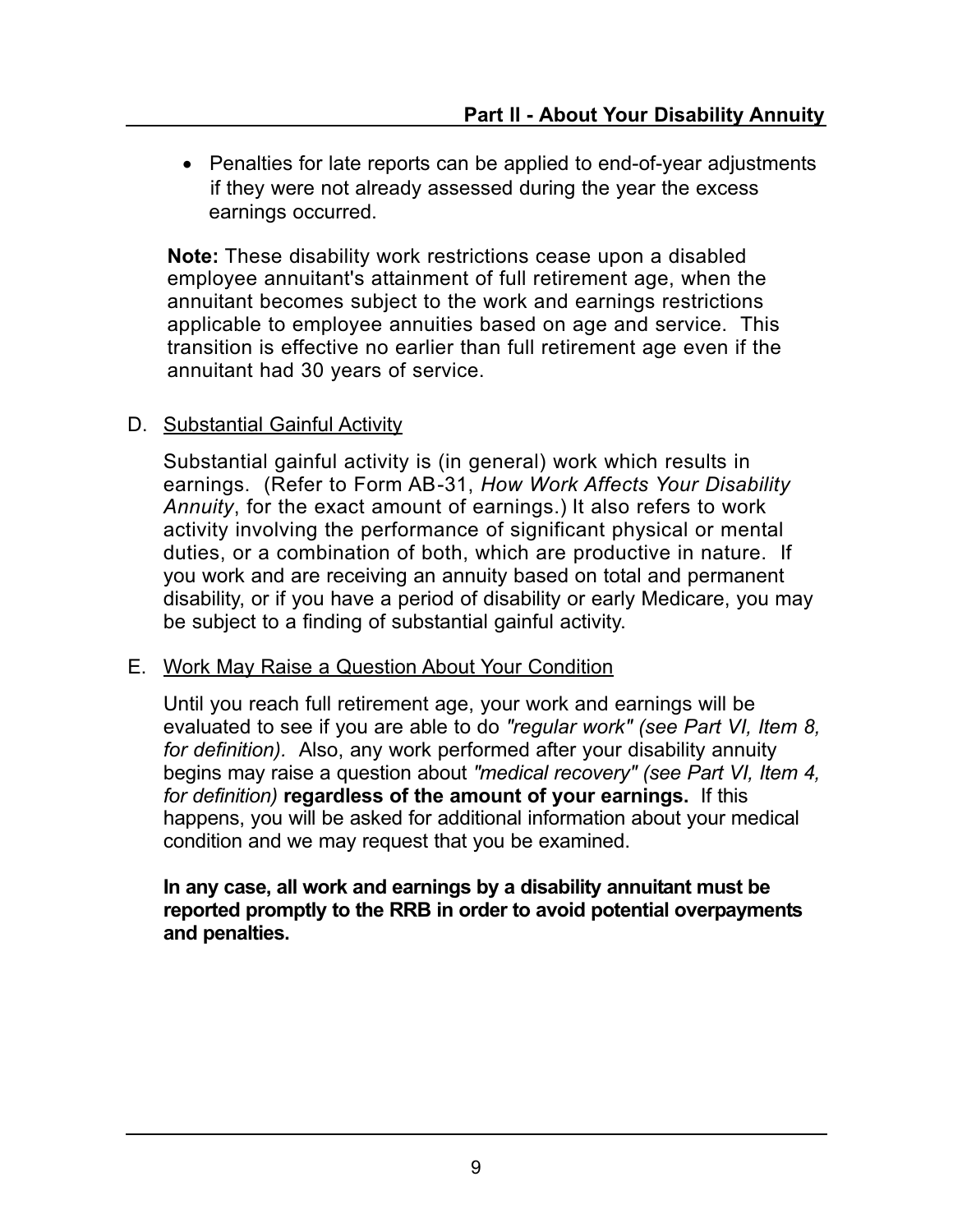- Penalties for late reports can be applied to end-of-year adjustments if they were not already assessed during the year the excess earnings occurred.

**Note:** These disability work restrictions cease upon a disabled employee annuitant's attainment of full retirement age, when the annuitant becomes subject to the work and earnings restrictions applicable to employee annuities based on age and service. This transition is effective no earlier than full retirement age even if the annuitant had 30 years of service.

D. Substantial Gainful Activity

Substantial gainful activity is (in general) work which results in earnings. (Refer to Form AB-31, *How Work Affects Your Disability Annuity*, for the exact amount of earnings.) It also refers to work activity involving the performance of significant physical or mental duties, or a combination of both, which are productive in nature. If you work and are receiving an annuity based on total and permanent disability, or if you have a period of disability or early Medicare, you may be subject to a finding of substantial gainful activity.

E. Work May Raise a Question About Your Condition

Until you reach full retirement age, your work and earnings will be evaluated to see if you are able to do *"regular work" (see Part VI, Item 8, for definition).* Also, any work performed after your disability annuity begins may raise a question about *"medical recovery" (see Part VI, Item 4, for definition)* **regardless of the amount of your earnings.** If this happens, you will be asked for additional information about your medical condition and we may request that you be examined.

**In any case, all work and earnings by a disability annuitant must be reported promptly to the RRB in order to avoid potential overpayments and penalties.**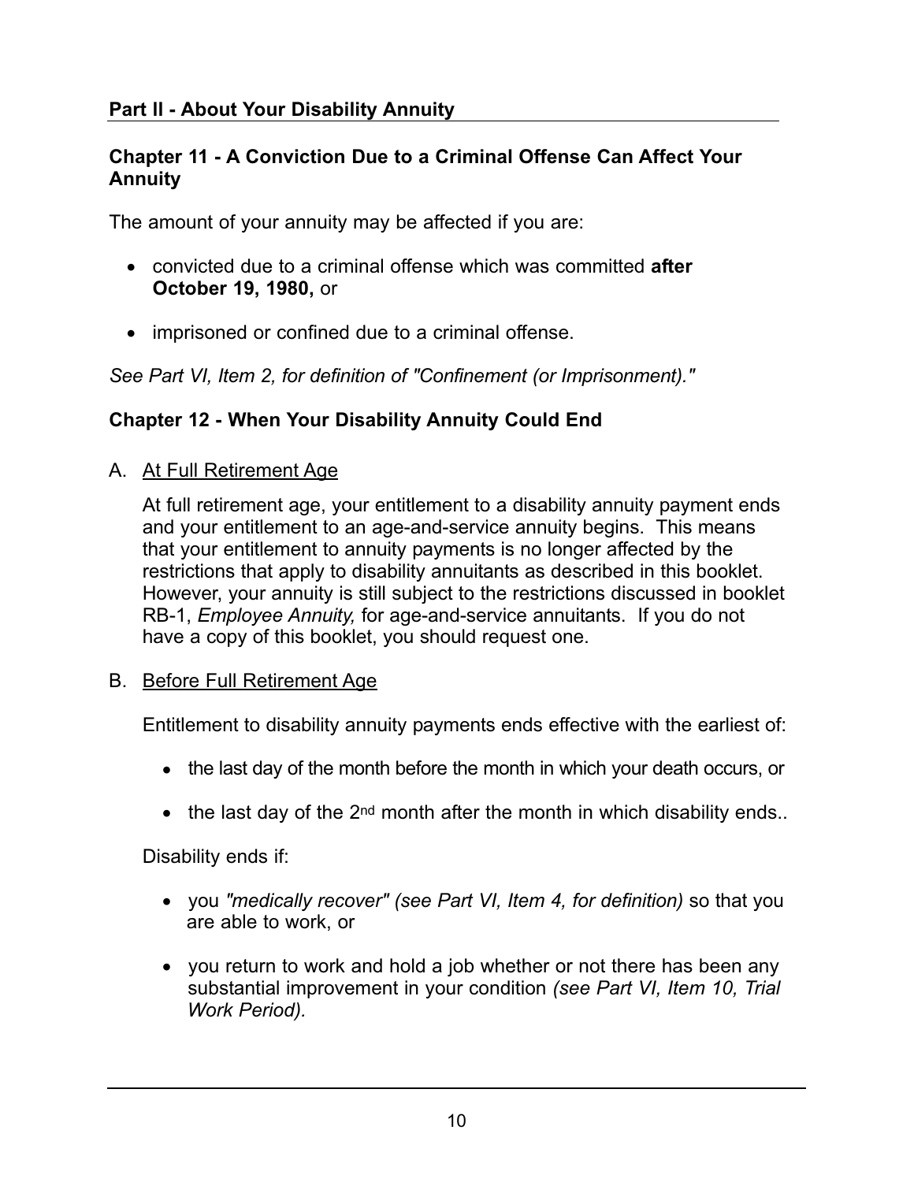## Part II - About Your Disability Annuity

### Chapter 11 - A Conviction Due to a Criminal Offense Can Affect Your Annuity

The amount of your annuity may be affected if you are:

- convicted due to a criminal offense which was committed **after October 19, 1980,** or
- imprisoned or confined due to a criminal offense.

*See Part VI, Item 2, for definition of "Confinement (or Imprisonment)."*

### Chapter 12 - When Your Disability Annuity Could End

A. At Full Retirement Age

At full retirement age, your entitlement to a disability annuity payment ends and your entitlement to an age-and-service annuity begins. This means that your entitlement to annuity payments is no longer affected by the restrictions that apply to disability annuitants as described in this booklet. However, your annuity is still subject to the restrictions discussed in booklet RB-1, *Employee Annuity,* for age-and-service annuitants. If you do not have a copy of this booklet, you should request one.

B. Before Full Retirement Age

Entitlement to disability annuity payments ends effective with the earliest of:

- the last day of the month before the month in which your death occurs, or
- the last day of the 2nd month after the month in which disability ends..

Disability ends if:

- you *"medically recover" (see Part VI, Item 4, for definition)* so that you are able to work, or
- you return to work and hold a job whether or not there has been any substantial improvement in your condition *(see Part VI, Item 10, Trial Work Period).*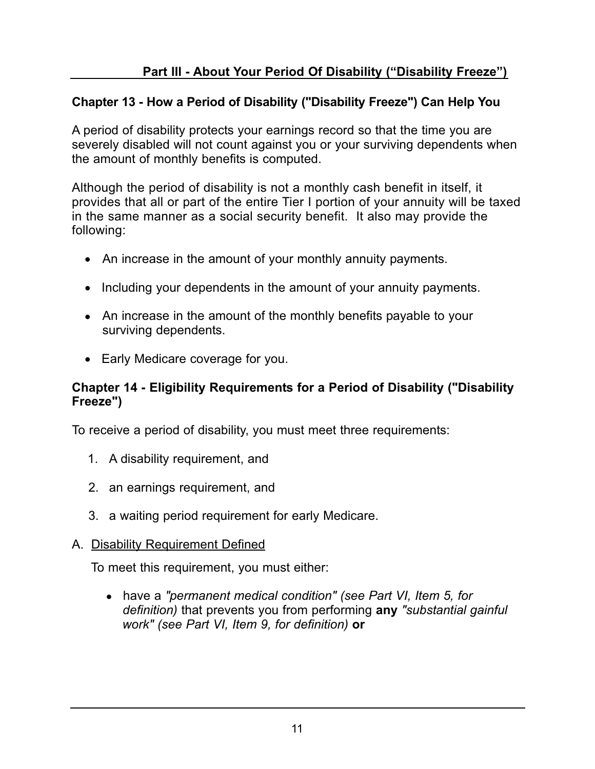# Part III - About Your Period Of Disability ("Disability Freeze")

## Chapter 13 - How a Period of Disability ("Disability Freeze") Can Help You

A period of disability protects your earnings record so that the time you are severely disabled will not count against you or your surviving dependents when the amount of monthly benefits is computed.

Although the period of disability is not a monthly cash benefit in itself, it provides that all or part of the entire Tier I portion of your annuity will be taxed in the same manner as a social security benefit. It also may provide the following:

- An increase in the amount of your monthly annuity payments.
- Including your dependents in the amount of your annuity payments.
- An increase in the amount of the monthly benefits payable to your surviving dependents.
- Early Medicare coverage for you.

## Chapter 14 - Eligibility Requirements for a Period of Disability ("Disability Freeze")

To receive a period of disability, you must meet three requirements:

1. A disability requirement, and
2. an earnings requirement, and
3. a waiting period requirement for early Medicare.

A. <u>Disability Requirement Defined</u>

To meet this requirement, you must either:

- have a *"permanent medical condition" (see Part VI, Item 5, for definition)* that prevents you from performing **any** *"substantial gainful work" (see Part VI, Item 9, for definition)* **or**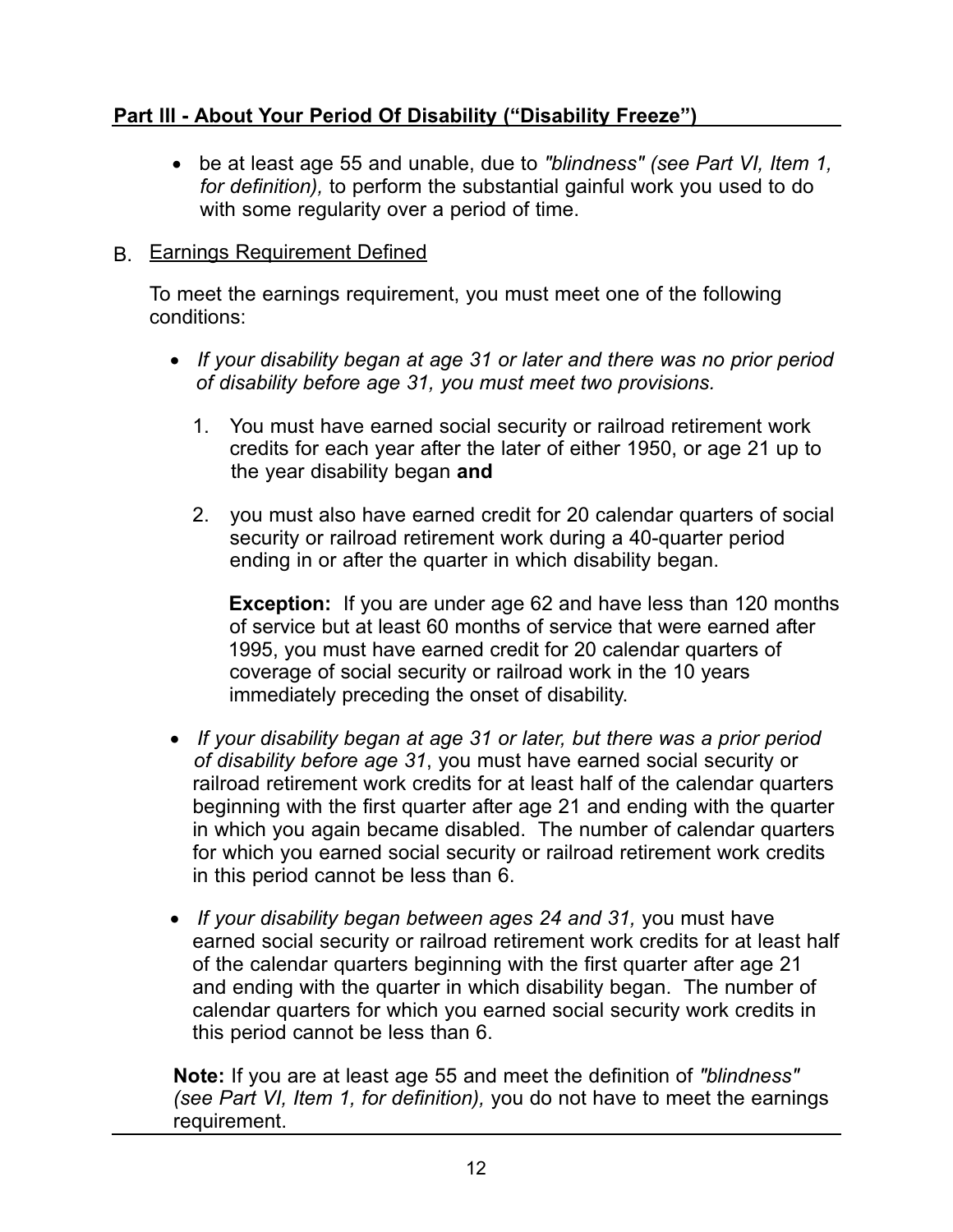## Part III - About Your Period Of Disability ("Disability Freeze")

- be at least age 55 and unable, due to *"blindness" (see Part VI, Item 1, for definition),* to perform the substantial gainful work you used to do with some regularity over a period of time.

B. Earnings Requirement Defined

To meet the earnings requirement, you must meet one of the following conditions:

- *If your disability began at age 31 or later and there was no prior period of disability before age 31, you must meet two provisions.*

  1. You must have earned social security or railroad retirement work credits for each year after the later of either 1950, or age 21 up to the year disability began **and**

  2. you must also have earned credit for 20 calendar quarters of social security or railroad retirement work during a 40-quarter period ending in or after the quarter in which disability began.

     **Exception:** If you are under age 62 and have less than 120 months of service but at least 60 months of service that were earned after 1995, you must have earned credit for 20 calendar quarters of coverage of social security or railroad work in the 10 years immediately preceding the onset of disability.

- *If your disability began at age 31 or later, but there was a prior period of disability before age 31*, you must have earned social security or railroad retirement work credits for at least half of the calendar quarters beginning with the first quarter after age 21 and ending with the quarter in which you again became disabled. The number of calendar quarters for which you earned social security or railroad retirement work credits in this period cannot be less than 6.

- *If your disability began between ages 24 and 31,* you must have earned social security or railroad retirement work credits for at least half of the calendar quarters beginning with the first quarter after age 21 and ending with the quarter in which disability began. The number of calendar quarters for which you earned social security work credits in this period cannot be less than 6.

**Note:** If you are at least age 55 and meet the definition of *"blindness" (see Part VI, Item 1, for definition),* you do not have to meet the earnings requirement.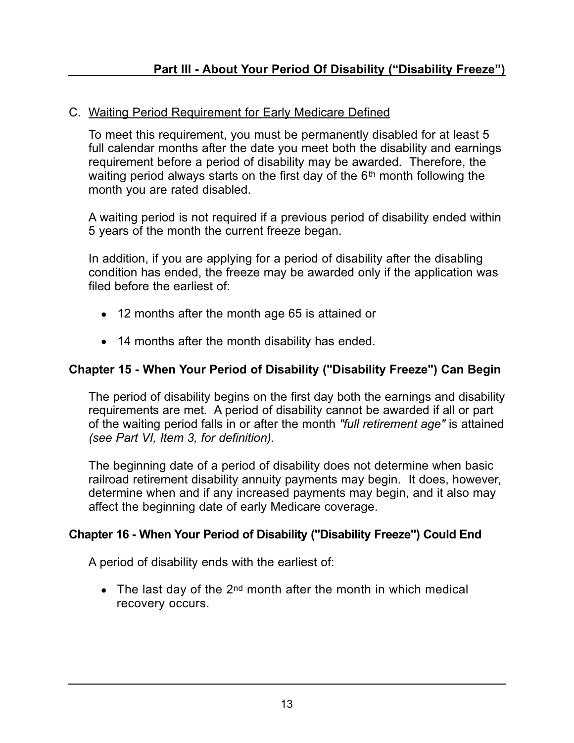C. Waiting Period Requirement for Early Medicare Defined

To meet this requirement, you must be permanently disabled for at least 5 full calendar months after the date you meet both the disability and earnings requirement before a period of disability may be awarded. Therefore, the waiting period always starts on the first day of the 6th month following the month you are rated disabled.

A waiting period is not required if a previous period of disability ended within 5 years of the month the current freeze began.

In addition, if you are applying for a period of disability after the disabling condition has ended, the freeze may be awarded only if the application was filed before the earliest of:

- 12 months after the month age 65 is attained or
- 14 months after the month disability has ended.

## Chapter 15 - When Your Period of Disability ("Disability Freeze") Can Begin

The period of disability begins on the first day both the earnings and disability requirements are met. A period of disability cannot be awarded if all or part of the waiting period falls in or after the month *"full retirement age"* is attained *(see Part VI, Item 3, for definition).*

The beginning date of a period of disability does not determine when basic railroad retirement disability annuity payments may begin. It does, however, determine when and if any increased payments may begin, and it also may affect the beginning date of early Medicare coverage.

## Chapter 16 - When Your Period of Disability ("Disability Freeze") Could End

A period of disability ends with the earliest of:

- The last day of the 2nd month after the month in which medical recovery occurs.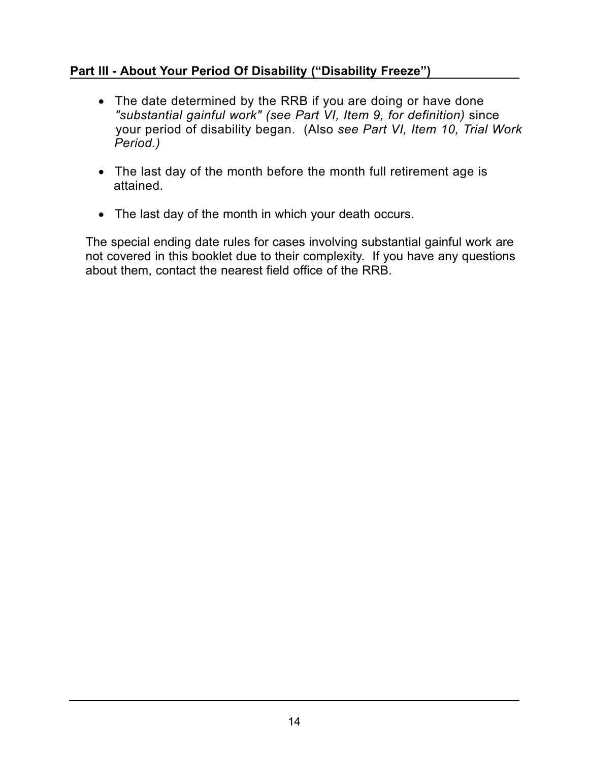## Part III - About Your Period Of Disability ("Disability Freeze")

- The date determined by the RRB if you are doing or have done *"substantial gainful work" (see Part VI, Item 9, for definition)* since your period of disability began. (Also *see Part VI, Item 10, Trial Work Period.)*
- The last day of the month before the month full retirement age is attained.
- The last day of the month in which your death occurs.

The special ending date rules for cases involving substantial gainful work are not covered in this booklet due to their complexity. If you have any questions about them, contact the nearest field office of the RRB.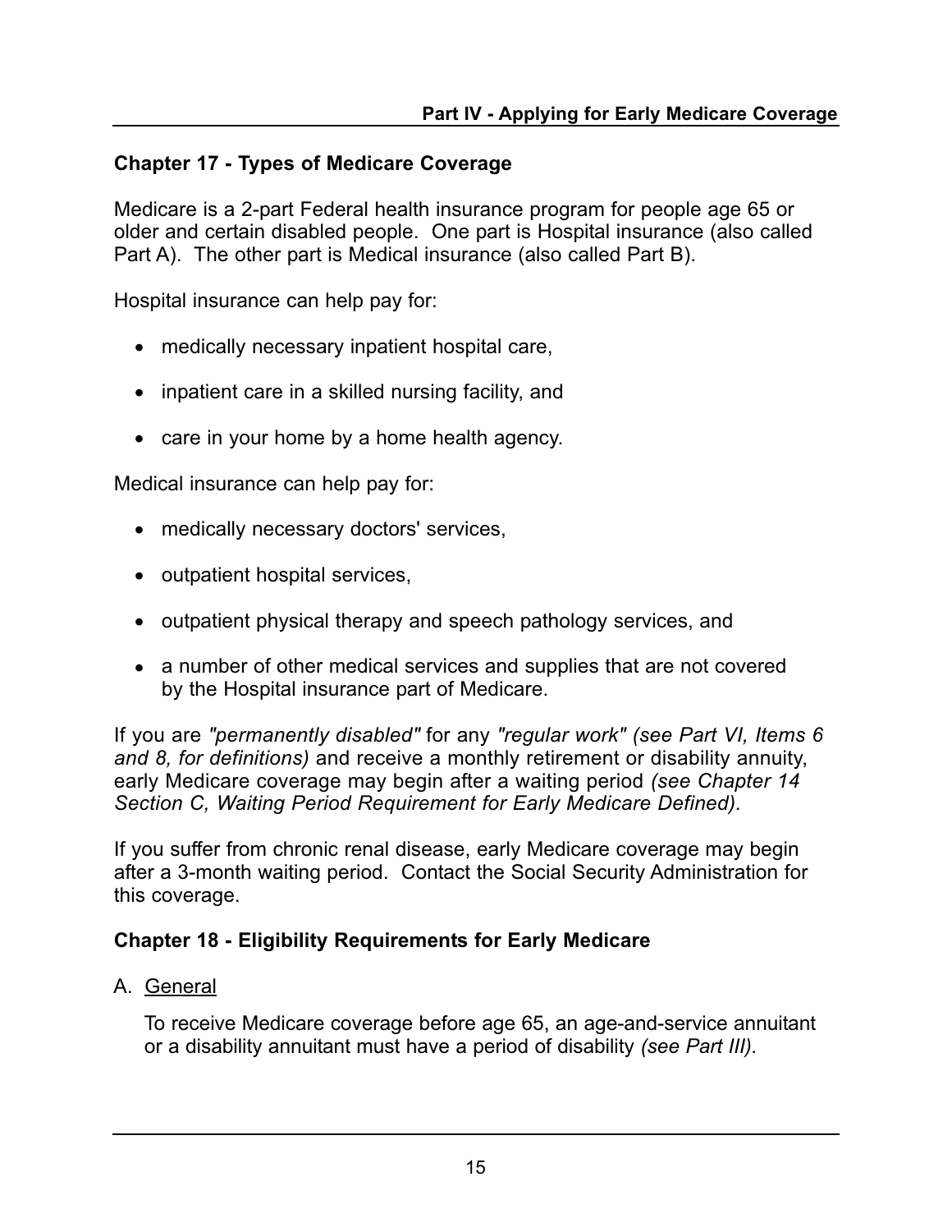## Chapter 17 - Types of Medicare Coverage

Medicare is a 2-part Federal health insurance program for people age 65 or older and certain disabled people. One part is Hospital insurance (also called Part A). The other part is Medical insurance (also called Part B).

Hospital insurance can help pay for:

- medically necessary inpatient hospital care,
- inpatient care in a skilled nursing facility, and
- care in your home by a home health agency.

Medical insurance can help pay for:

- medically necessary doctors' services,
- outpatient hospital services,
- outpatient physical therapy and speech pathology services, and
- a number of other medical services and supplies that are not covered by the Hospital insurance part of Medicare.

If you are *"permanently disabled"* for any *"regular work" (see Part VI, Items 6 and 8, for definitions)* and receive a monthly retirement or disability annuity, early Medicare coverage may begin after a waiting period *(see Chapter 14 Section C, Waiting Period Requirement for Early Medicare Defined).*

If you suffer from chronic renal disease, early Medicare coverage may begin after a 3-month waiting period. Contact the Social Security Administration for this coverage.

## Chapter 18 - Eligibility Requirements for Early Medicare

A. General

To receive Medicare coverage before age 65, an age-and-service annuitant or a disability annuitant must have a period of disability *(see Part III).*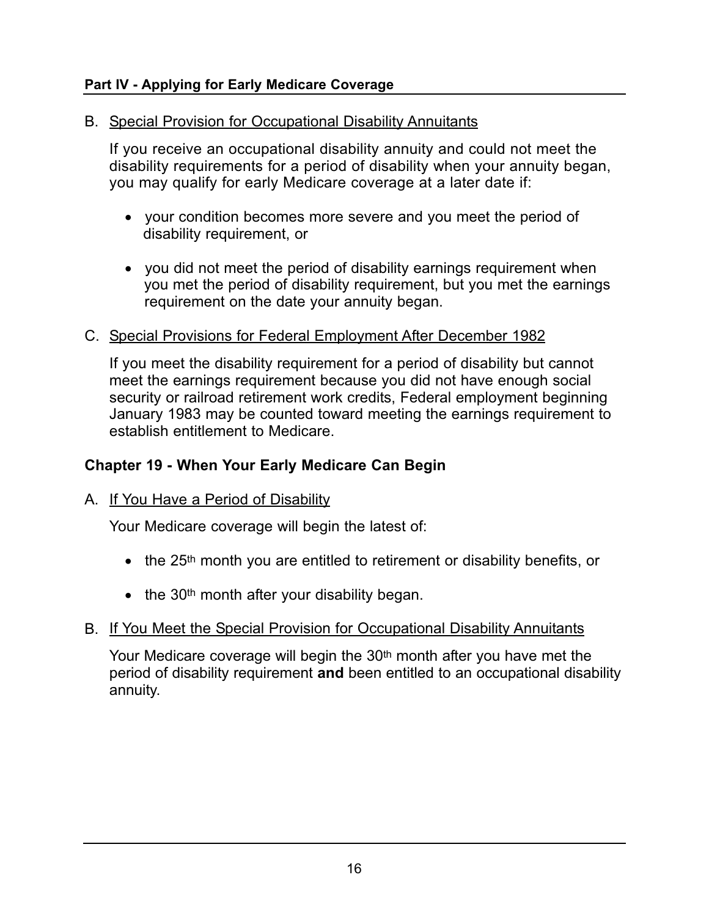### B. Special Provision for Occupational Disability Annuitants

If you receive an occupational disability annuity and could not meet the disability requirements for a period of disability when your annuity began, you may qualify for early Medicare coverage at a later date if:

- your condition becomes more severe and you meet the period of disability requirement, or
- you did not meet the period of disability earnings requirement when you met the period of disability requirement, but you met the earnings requirement on the date your annuity began.

### C. Special Provisions for Federal Employment After December 1982

If you meet the disability requirement for a period of disability but cannot meet the earnings requirement because you did not have enough social security or railroad retirement work credits, Federal employment beginning January 1983 may be counted toward meeting the earnings requirement to establish entitlement to Medicare.

## Chapter 19 - When Your Early Medicare Can Begin

### A. If You Have a Period of Disability

Your Medicare coverage will begin the latest of:

- the 25th month you are entitled to retirement or disability benefits, or
- the 30th month after your disability began.

### B. If You Meet the Special Provision for Occupational Disability Annuitants

Your Medicare coverage will begin the 30th month after you have met the period of disability requirement **and** been entitled to an occupational disability annuity.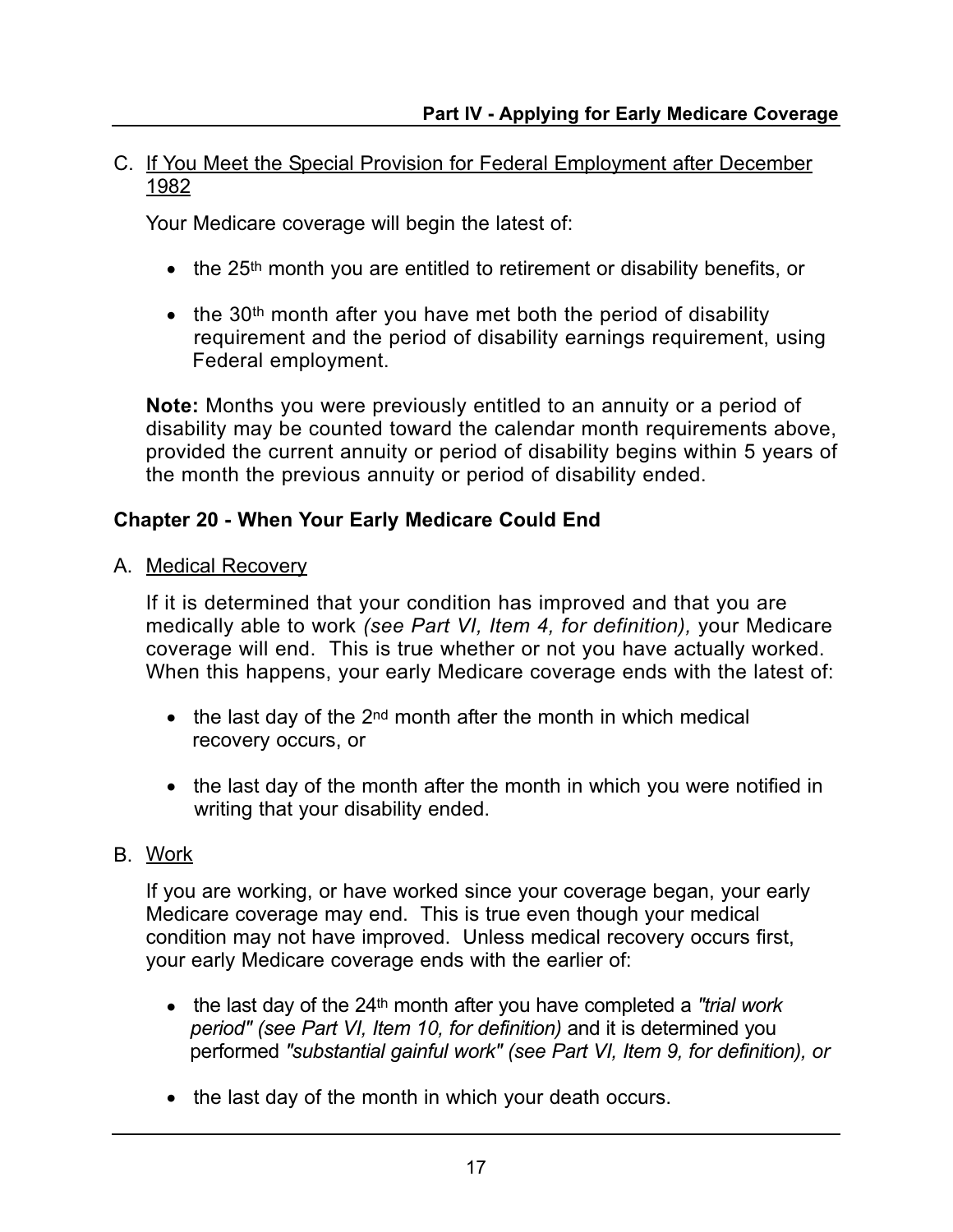C. <u>If You Meet the Special Provision for Federal Employment after December 1982</u>

Your Medicare coverage will begin the latest of:

- the 25th month you are entitled to retirement or disability benefits, or
- the 30th month after you have met both the period of disability requirement and the period of disability earnings requirement, using Federal employment.

**Note:** Months you were previously entitled to an annuity or a period of disability may be counted toward the calendar month requirements above, provided the current annuity or period of disability begins within 5 years of the month the previous annuity or period of disability ended.

## Chapter 20 - When Your Early Medicare Could End

A. <u>Medical Recovery</u>

If it is determined that your condition has improved and that you are medically able to work *(see Part VI, Item 4, for definition),* your Medicare coverage will end. This is true whether or not you have actually worked. When this happens, your early Medicare coverage ends with the latest of:

- the last day of the 2nd month after the month in which medical recovery occurs, or
- the last day of the month after the month in which you were notified in writing that your disability ended.

B. <u>Work</u>

If you are working, or have worked since your coverage began, your early Medicare coverage may end. This is true even though your medical condition may not have improved. Unless medical recovery occurs first, your early Medicare coverage ends with the earlier of:

- the last day of the 24th month after you have completed a *"trial work period" (see Part VI, Item 10, for definition)* and it is determined you performed *"substantial gainful work" (see Part VI, Item 9, for definition), or*
- the last day of the month in which your death occurs.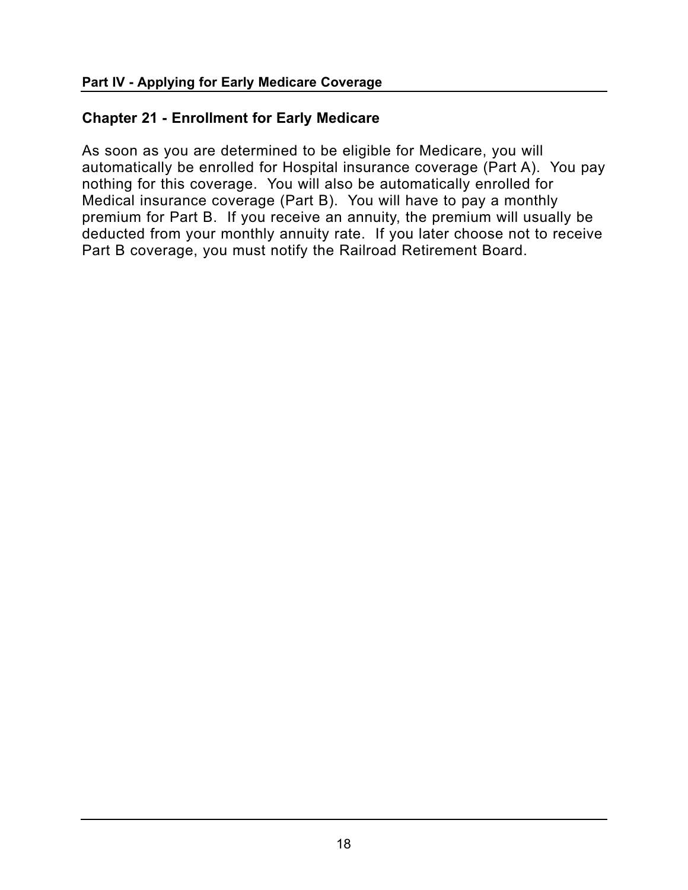## Chapter 21 - Enrollment for Early Medicare

As soon as you are determined to be eligible for Medicare, you will automatically be enrolled for Hospital insurance coverage (Part A). You pay nothing for this coverage. You will also be automatically enrolled for Medical insurance coverage (Part B). You will have to pay a monthly premium for Part B. If you receive an annuity, the premium will usually be deducted from your monthly annuity rate. If you later choose not to receive Part B coverage, you must notify the Railroad Retirement Board.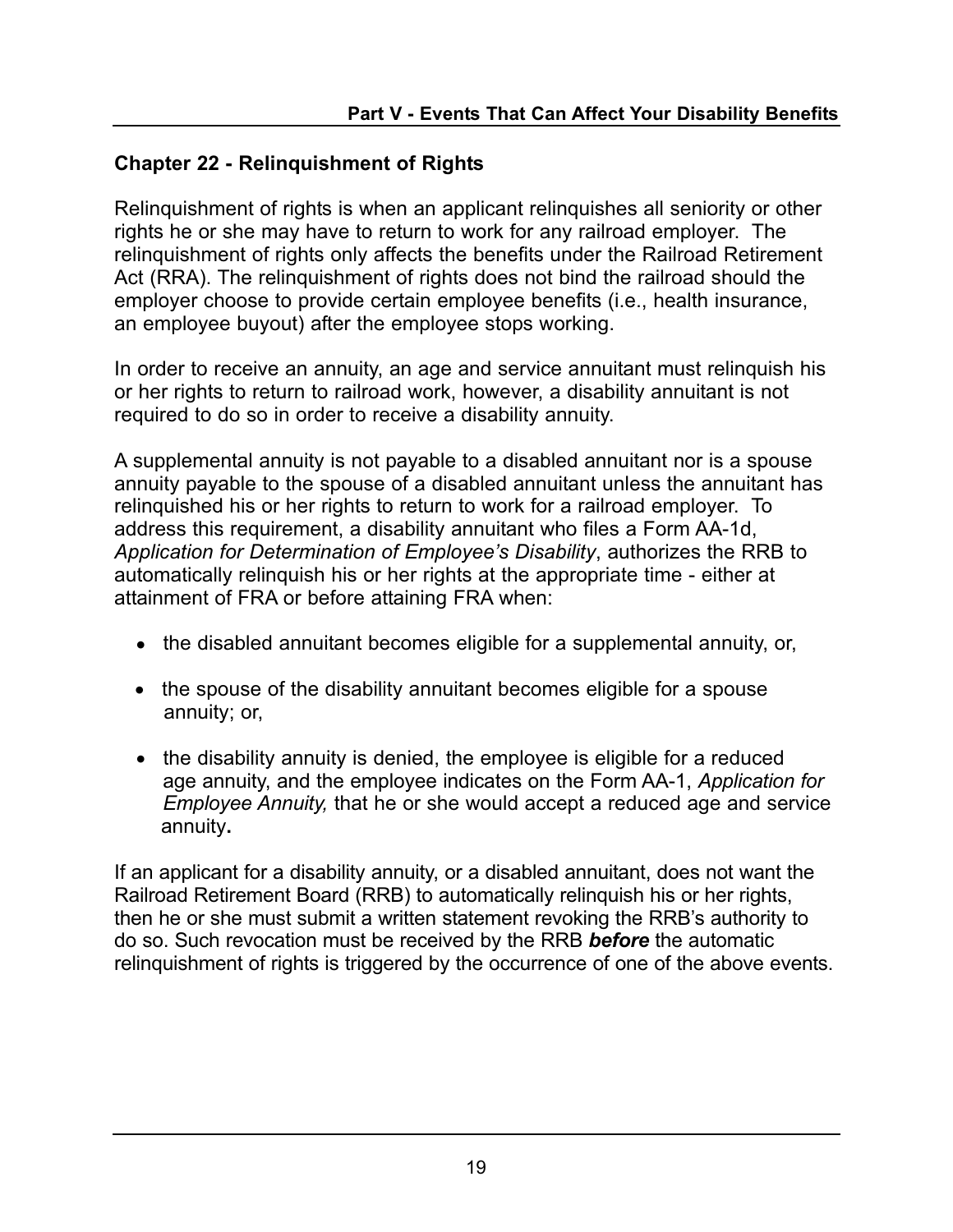## Chapter 22 - Relinquishment of Rights

Relinquishment of rights is when an applicant relinquishes all seniority or other rights he or she may have to return to work for any railroad employer. The relinquishment of rights only affects the benefits under the Railroad Retirement Act (RRA). The relinquishment of rights does not bind the railroad should the employer choose to provide certain employee benefits (i.e., health insurance, an employee buyout) after the employee stops working.

In order to receive an annuity, an age and service annuitant must relinquish his or her rights to return to railroad work, however, a disability annuitant is not required to do so in order to receive a disability annuity.

A supplemental annuity is not payable to a disabled annuitant nor is a spouse annuity payable to the spouse of a disabled annuitant unless the annuitant has relinquished his or her rights to return to work for a railroad employer. To address this requirement, a disability annuitant who files a Form AA-1d, *Application for Determination of Employee's Disability*, authorizes the RRB to automatically relinquish his or her rights at the appropriate time - either at attainment of FRA or before attaining FRA when:

- the disabled annuitant becomes eligible for a supplemental annuity, or,
- the spouse of the disability annuitant becomes eligible for a spouse annuity; or,
- the disability annuity is denied, the employee is eligible for a reduced age annuity, and the employee indicates on the Form AA-1, *Application for Employee Annuity,* that he or she would accept a reduced age and service annuity**.**

If an applicant for a disability annuity, or a disabled annuitant, does not want the Railroad Retirement Board (RRB) to automatically relinquish his or her rights, then he or she must submit a written statement revoking the RRB's authority to do so. Such revocation must be received by the RRB ***before*** the automatic relinquishment of rights is triggered by the occurrence of one of the above events.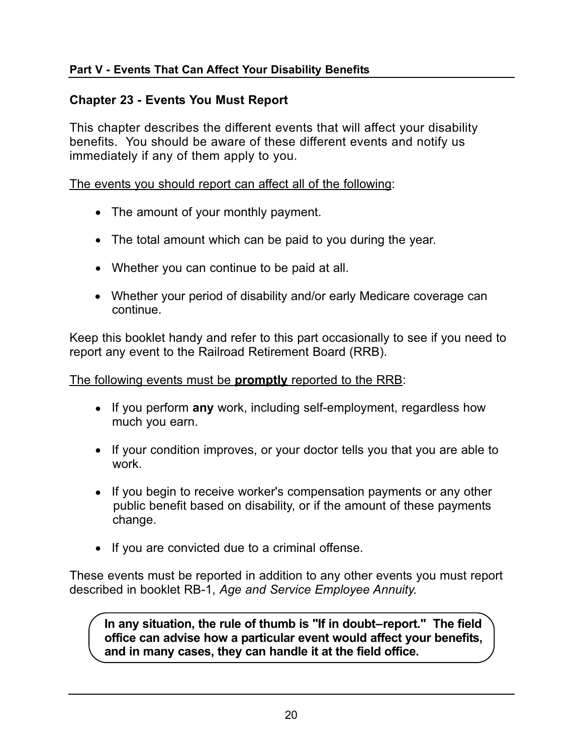## Part V - Events That Can Affect Your Disability Benefits

### Chapter 23 - Events You Must Report

This chapter describes the different events that will affect your disability benefits. You should be aware of these different events and notify us immediately if any of them apply to you.

<u>The events you should report can affect all of the following</u>:

- The amount of your monthly payment.
- The total amount which can be paid to you during the year.
- Whether you can continue to be paid at all.
- Whether your period of disability and/or early Medicare coverage can continue.

Keep this booklet handy and refer to this part occasionally to see if you need to report any event to the Railroad Retirement Board (RRB).

<u>The following events must be **promptly** reported to the RRB</u>:

- If you perform **any** work, including self-employment, regardless how much you earn.
- If your condition improves, or your doctor tells you that you are able to work.
- If you begin to receive worker's compensation payments or any other public benefit based on disability, or if the amount of these payments change.
- If you are convicted due to a criminal offense.

These events must be reported in addition to any other events you must report described in booklet RB-1, *Age and Service Employee Annuity.*

**In any situation, the rule of thumb is "If in doubt–report." The field office can advise how a particular event would affect your benefits, and in many cases, they can handle it at the field office.**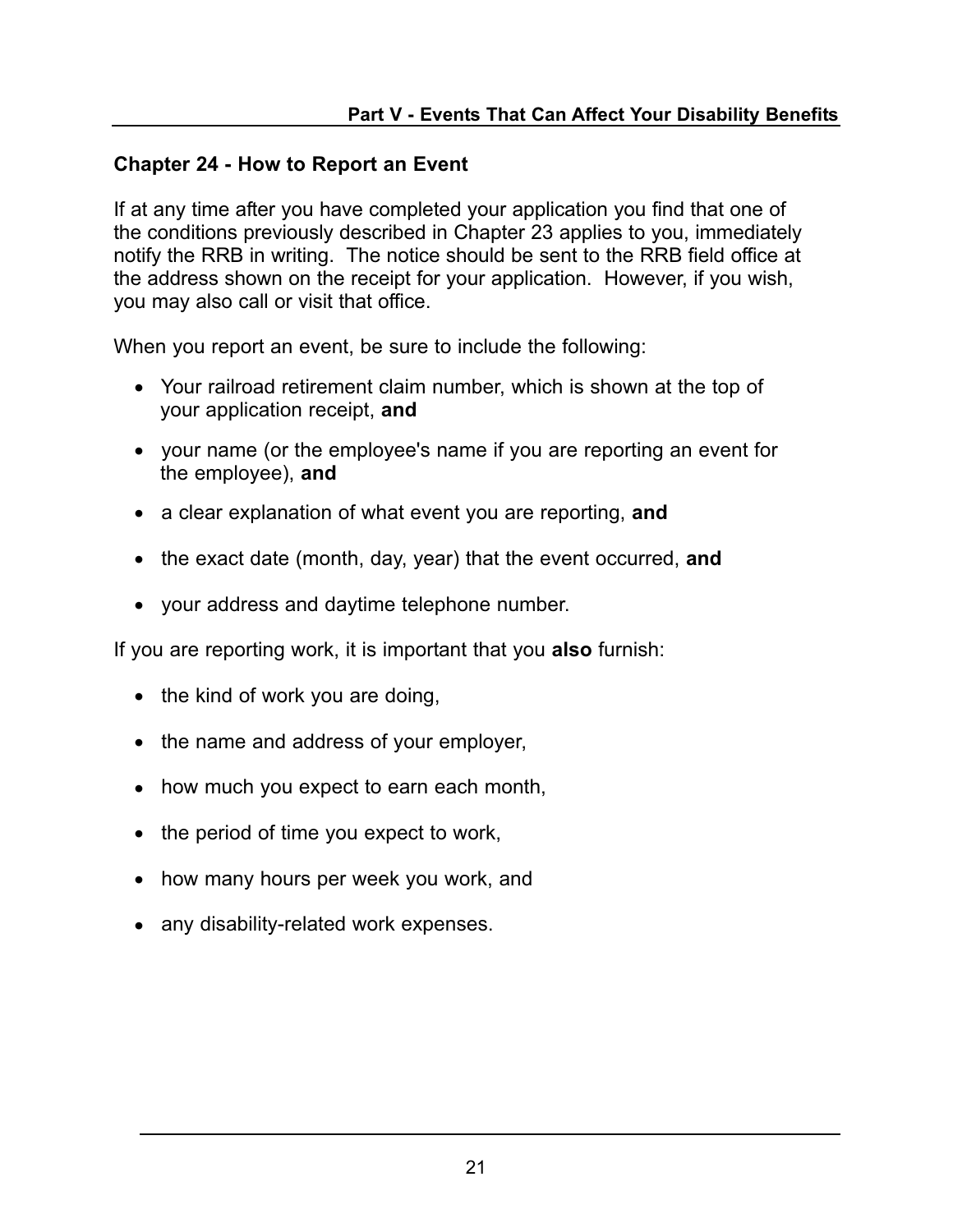## Chapter 24 - How to Report an Event

If at any time after you have completed your application you find that one of the conditions previously described in Chapter 23 applies to you, immediately notify the RRB in writing. The notice should be sent to the RRB field office at the address shown on the receipt for your application. However, if you wish, you may also call or visit that office.

When you report an event, be sure to include the following:

- Your railroad retirement claim number, which is shown at the top of your application receipt, **and**
- your name (or the employee's name if you are reporting an event for the employee), **and**
- a clear explanation of what event you are reporting, **and**
- the exact date (month, day, year) that the event occurred, **and**
- your address and daytime telephone number.

If you are reporting work, it is important that you **also** furnish:

- the kind of work you are doing,
- the name and address of your employer,
- how much you expect to earn each month,
- the period of time you expect to work,
- how many hours per week you work, and
- any disability-related work expenses.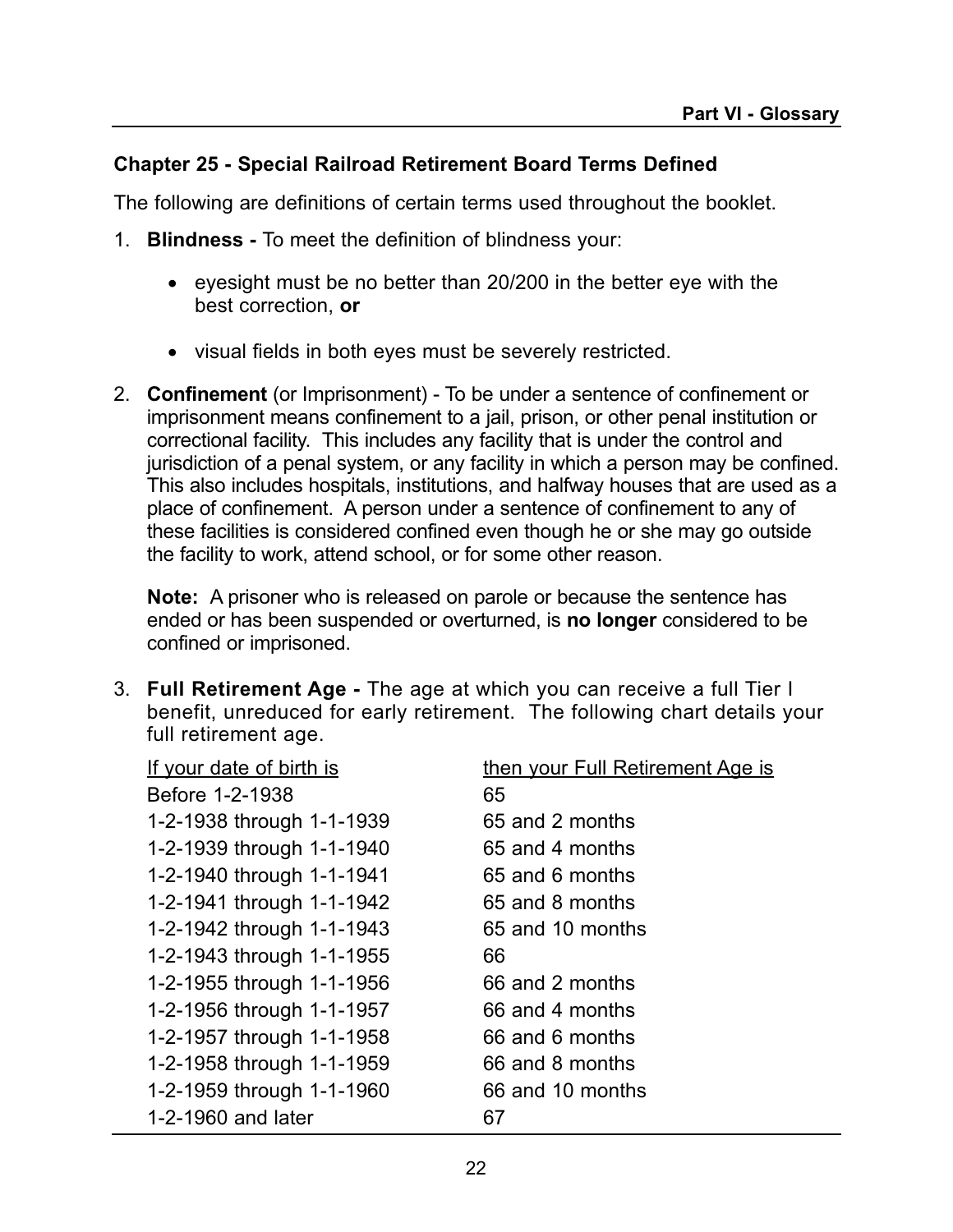## Chapter 25 - Special Railroad Retirement Board Terms Defined

The following are definitions of certain terms used throughout the booklet.

1. **Blindness -** To meet the definition of blindness your:

    - eyesight must be no better than 20/200 in the better eye with the best correction, **or**

    - visual fields in both eyes must be severely restricted.

2. **Confinement** (or Imprisonment) - To be under a sentence of confinement or imprisonment means confinement to a jail, prison, or other penal institution or correctional facility. This includes any facility that is under the control and jurisdiction of a penal system, or any facility in which a person may be confined. This also includes hospitals, institutions, and halfway houses that are used as a place of confinement. A person under a sentence of confinement to any of these facilities is considered confined even though he or she may go outside the facility to work, attend school, or for some other reason.

    **Note:** A prisoner who is released on parole or because the sentence has ended or has been suspended or overturned, is **no longer** considered to be confined or imprisoned.

3. **Full Retirement Age -** The age at which you can receive a full Tier I benefit, unreduced for early retirement. The following chart details your full retirement age.

| If your date of birth is | then your Full Retirement Age is |
|---|---|
| Before 1-2-1938 | 65 |
| 1-2-1938 through 1-1-1939 | 65 and 2 months |
| 1-2-1939 through 1-1-1940 | 65 and 4 months |
| 1-2-1940 through 1-1-1941 | 65 and 6 months |
| 1-2-1941 through 1-1-1942 | 65 and 8 months |
| 1-2-1942 through 1-1-1943 | 65 and 10 months |
| 1-2-1943 through 1-1-1955 | 66 |
| 1-2-1955 through 1-1-1956 | 66 and 2 months |
| 1-2-1956 through 1-1-1957 | 66 and 4 months |
| 1-2-1957 through 1-1-1958 | 66 and 6 months |
| 1-2-1958 through 1-1-1959 | 66 and 8 months |
| 1-2-1959 through 1-1-1960 | 66 and 10 months |
| 1-2-1960 and later | 67 |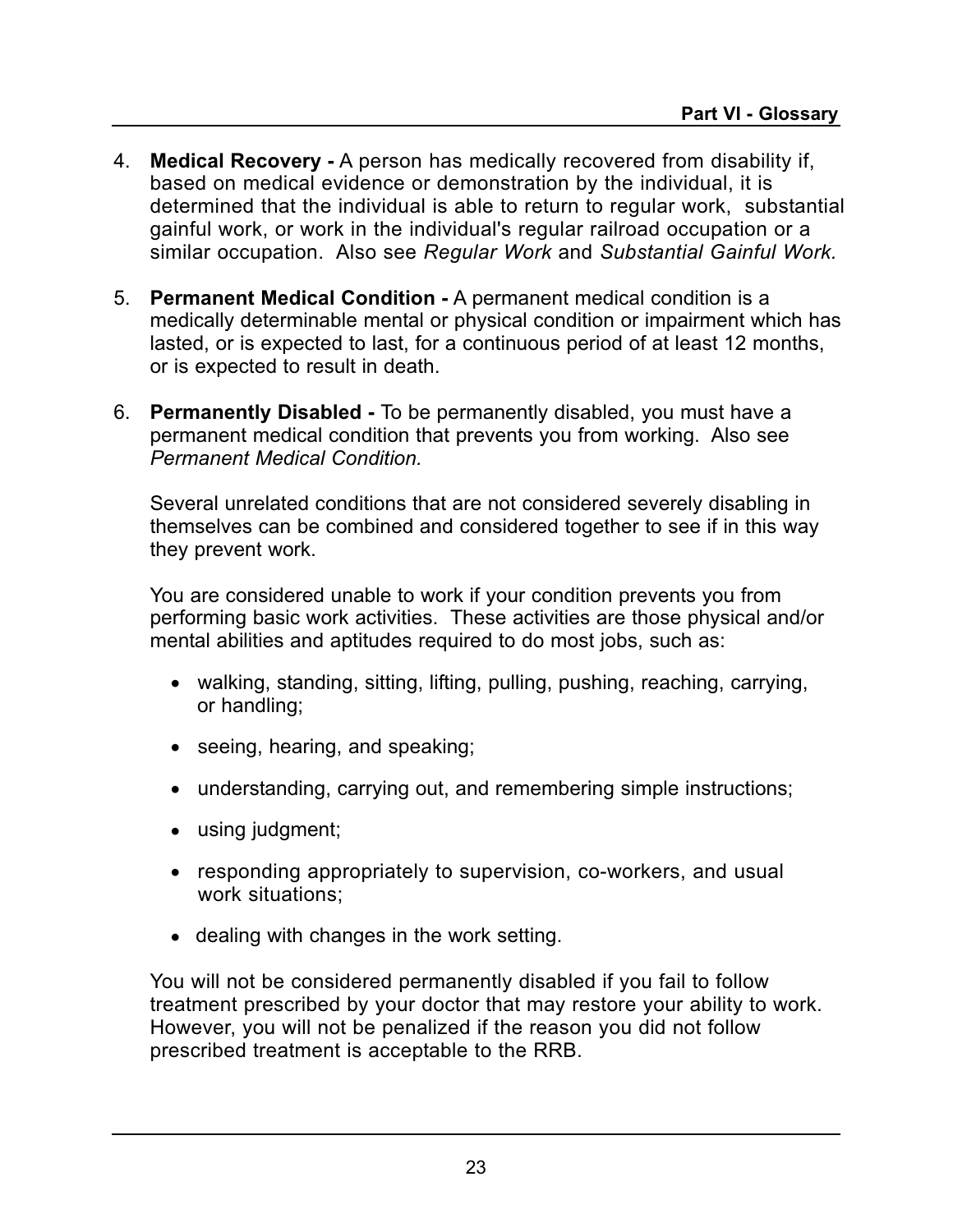4. **Medical Recovery -** A person has medically recovered from disability if, based on medical evidence or demonstration by the individual, it is determined that the individual is able to return to regular work, substantial gainful work, or work in the individual's regular railroad occupation or a similar occupation. Also see *Regular Work* and *Substantial Gainful Work.*

5. **Permanent Medical Condition -** A permanent medical condition is a medically determinable mental or physical condition or impairment which has lasted, or is expected to last, for a continuous period of at least 12 months, or is expected to result in death.

6. **Permanently Disabled -** To be permanently disabled, you must have a permanent medical condition that prevents you from working. Also see *Permanent Medical Condition.*

   Several unrelated conditions that are not considered severely disabling in themselves can be combined and considered together to see if in this way they prevent work.

   You are considered unable to work if your condition prevents you from performing basic work activities. These activities are those physical and/or mental abilities and aptitudes required to do most jobs, such as:

   - walking, standing, sitting, lifting, pulling, pushing, reaching, carrying, or handling;
   - seeing, hearing, and speaking;
   - understanding, carrying out, and remembering simple instructions;
   - using judgment;
   - responding appropriately to supervision, co-workers, and usual work situations;
   - dealing with changes in the work setting.

   You will not be considered permanently disabled if you fail to follow treatment prescribed by your doctor that may restore your ability to work. However, you will not be penalized if the reason you did not follow prescribed treatment is acceptable to the RRB.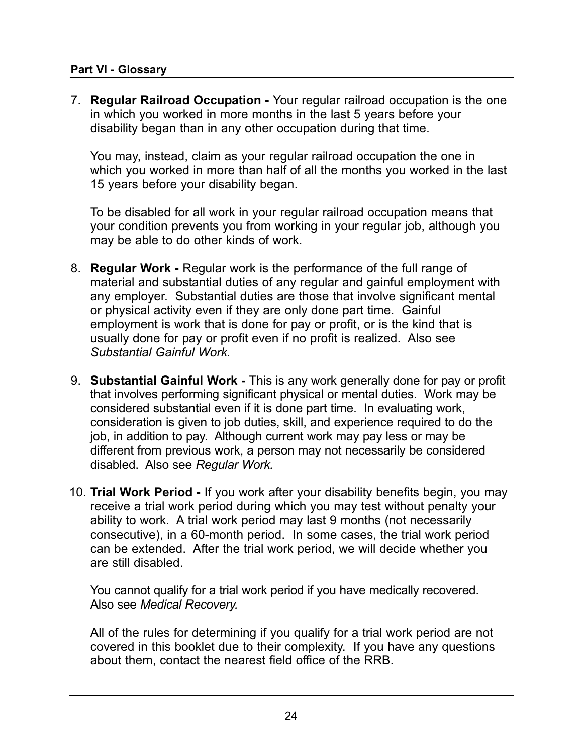## Part VI - Glossary

7. **Regular Railroad Occupation -** Your regular railroad occupation is the one in which you worked in more months in the last 5 years before your disability began than in any other occupation during that time.

   You may, instead, claim as your regular railroad occupation the one in which you worked in more than half of all the months you worked in the last 15 years before your disability began.

   To be disabled for all work in your regular railroad occupation means that your condition prevents you from working in your regular job, although you may be able to do other kinds of work.

8. **Regular Work -** Regular work is the performance of the full range of material and substantial duties of any regular and gainful employment with any employer. Substantial duties are those that involve significant mental or physical activity even if they are only done part time. Gainful employment is work that is done for pay or profit, or is the kind that is usually done for pay or profit even if no profit is realized. Also see *Substantial Gainful Work.*

9. **Substantial Gainful Work -** This is any work generally done for pay or profit that involves performing significant physical or mental duties. Work may be considered substantial even if it is done part time. In evaluating work, consideration is given to job duties, skill, and experience required to do the job, in addition to pay. Although current work may pay less or may be different from previous work, a person may not necessarily be considered disabled. Also see *Regular Work.*

10. **Trial Work Period -** If you work after your disability benefits begin, you may receive a trial work period during which you may test without penalty your ability to work. A trial work period may last 9 months (not necessarily consecutive), in a 60-month period. In some cases, the trial work period can be extended. After the trial work period, we will decide whether you are still disabled.

    You cannot qualify for a trial work period if you have medically recovered. Also see *Medical Recovery.*

    All of the rules for determining if you qualify for a trial work period are not covered in this booklet due to their complexity. If you have any questions about them, contact the nearest field office of the RRB.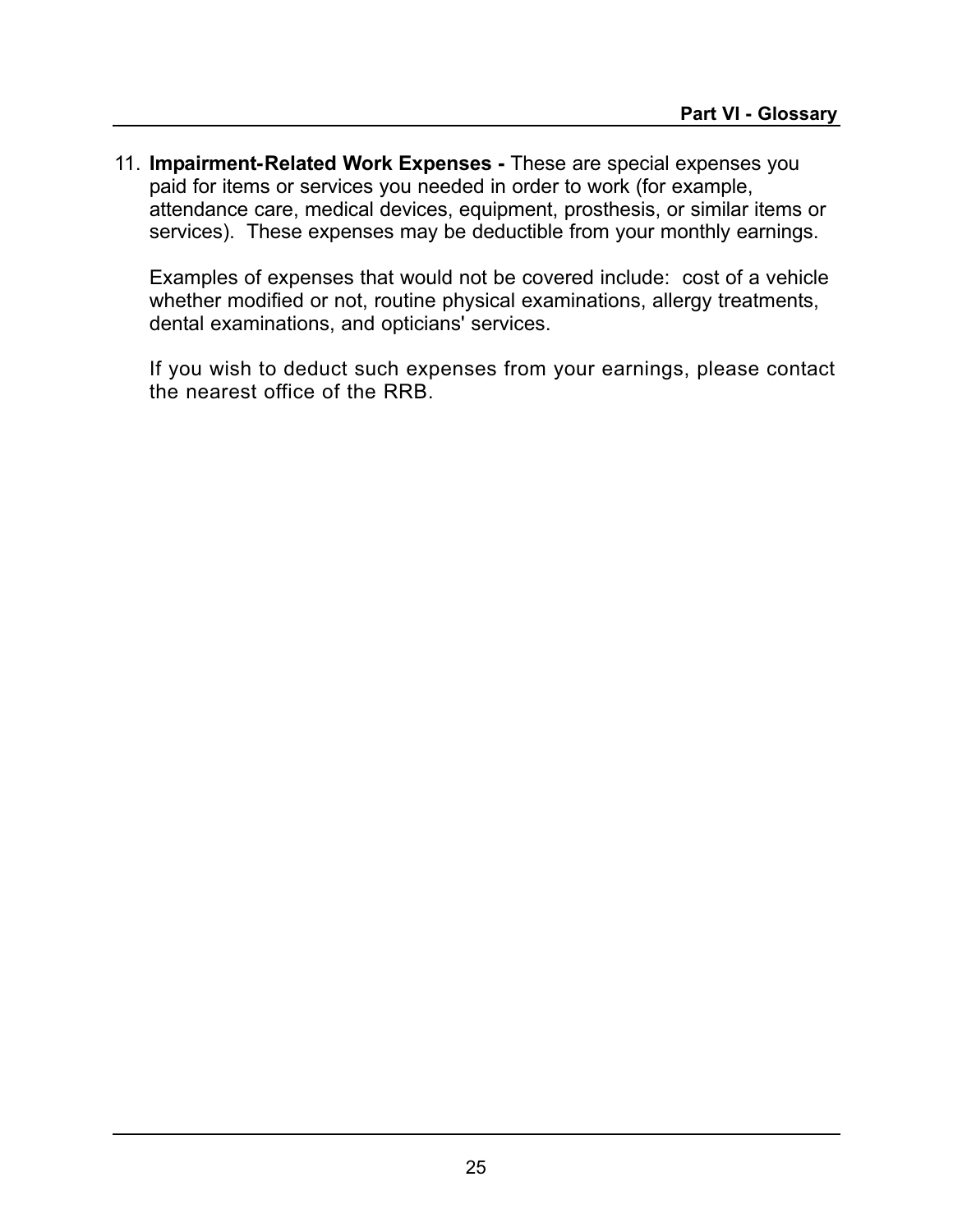11. **Impairment-Related Work Expenses -** These are special expenses you paid for items or services you needed in order to work (for example, attendance care, medical devices, equipment, prosthesis, or similar items or services). These expenses may be deductible from your monthly earnings.

    Examples of expenses that would not be covered include: cost of a vehicle whether modified or not, routine physical examinations, allergy treatments, dental examinations, and opticians' services.

    If you wish to deduct such expenses from your earnings, please contact the nearest office of the RRB.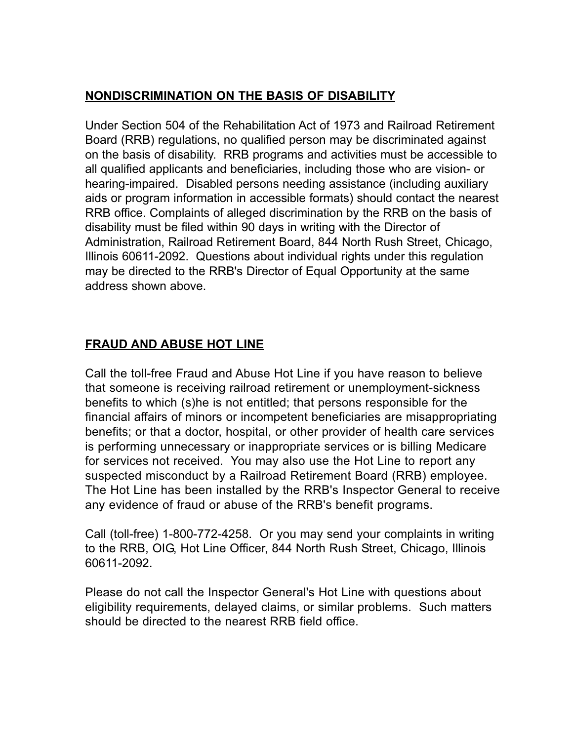## NONDISCRIMINATION ON THE BASIS OF DISABILITY

Under Section 504 of the Rehabilitation Act of 1973 and Railroad Retirement Board (RRB) regulations, no qualified person may be discriminated against on the basis of disability. RRB programs and activities must be accessible to all qualified applicants and beneficiaries, including those who are vision- or hearing-impaired. Disabled persons needing assistance (including auxiliary aids or program information in accessible formats) should contact the nearest RRB office. Complaints of alleged discrimination by the RRB on the basis of disability must be filed within 90 days in writing with the Director of Administration, Railroad Retirement Board, 844 North Rush Street, Chicago, Illinois 60611-2092. Questions about individual rights under this regulation may be directed to the RRB's Director of Equal Opportunity at the same address shown above.

## FRAUD AND ABUSE HOT LINE

Call the toll-free Fraud and Abuse Hot Line if you have reason to believe that someone is receiving railroad retirement or unemployment-sickness benefits to which (s)he is not entitled; that persons responsible for the financial affairs of minors or incompetent beneficiaries are misappropriating benefits; or that a doctor, hospital, or other provider of health care services is performing unnecessary or inappropriate services or is billing Medicare for services not received. You may also use the Hot Line to report any suspected misconduct by a Railroad Retirement Board (RRB) employee. The Hot Line has been installed by the RRB's Inspector General to receive any evidence of fraud or abuse of the RRB's benefit programs.

Call (toll-free) 1-800-772-4258. Or you may send your complaints in writing to the RRB, OIG, Hot Line Officer, 844 North Rush Street, Chicago, Illinois 60611-2092.

Please do not call the Inspector General's Hot Line with questions about eligibility requirements, delayed claims, or similar problems. Such matters should be directed to the nearest RRB field office.